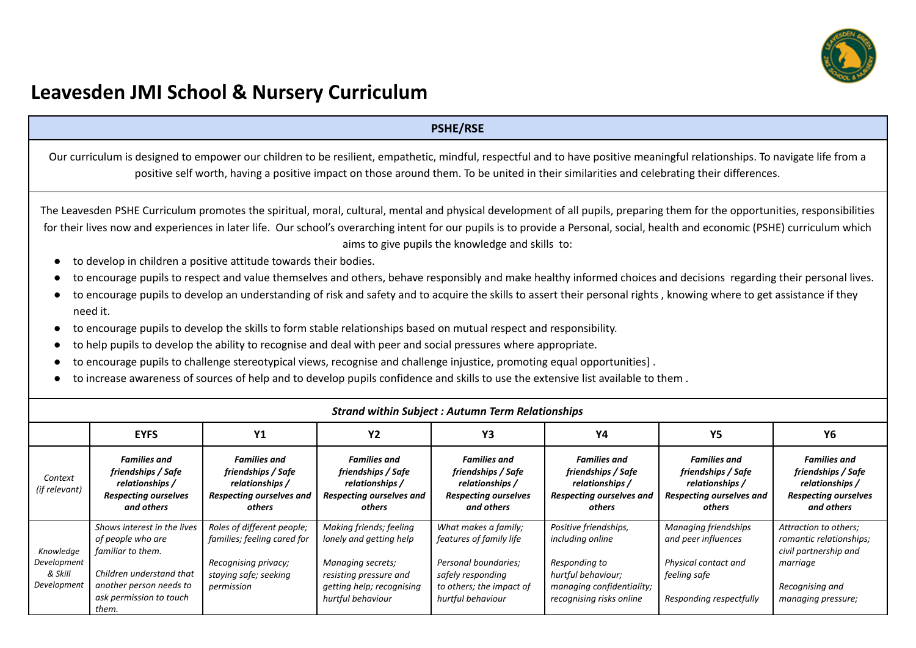# Leavesden JMI School & Nursery Curriculum

## PSHE/RSE

Our curriculum is designed to empower our children to be resilient, empathetic, mindful, respectful and to have positive meaningful relationships. To navigate life from a positive self worth, having a positive impact on those around them. To be united in their similarities and celebrating their differences.

The Leavesden PSHE Curriculum promotes the spiritual, moral, cultural, mental and physical development of all pupils, preparing them for the opportunities, responsibilities for their lives now and experiences in later life. Our school's overarching intent for our pupils is to provide a Personal, social, health and economic (PSHE) curriculum which aims to give pupils the knowledge and skills to:

- to develop in children a positive attitude towards their bodies.
- to encourage pupils to respect and value themselves and others, behave responsibly and make healthy informed choices and decisions regarding their personal lives.
- to encourage pupils to develop an understanding of risk and safety and to acquire the skills to assert their personal rights , knowing where to get assistance if they need it.
- to encourage pupils to develop the skills to form stable relationships based on mutual respect and responsibility.
- to help pupils to develop the ability to recognise and deal with peer and social pressures where appropriate.
- to encourage pupils to challenge stereotypical views, recognise and challenge injustice, promoting equal opportunities] .
- to increase awareness of sources of help and to develop pupils confidence and skills to use the extensive list available to them .

***Strand within Subject : Autumn Term Relationships***

| | EYFS | Y1 | Y2 | Y3 | Y4 | Y5 | Y6 |
|---|---|---|---|---|---|---|---|
| *Context (if relevant)* | ***Families and friendships / Safe relationships / Respecting ourselves and others*** | ***Families and friendships / Safe relationships / Respecting ourselves and others*** | ***Families and friendships / Safe relationships / Respecting ourselves and others*** | ***Families and friendships / Safe relationships / Respecting ourselves and others*** | ***Families and friendships / Safe relationships / Respecting ourselves and others*** | ***Families and friendships / Safe relationships / Respecting ourselves and others*** | ***Families and friendships / Safe relationships / Respecting ourselves and others*** |
| *Knowledge Development & Skill Development* | *Shows interest in the lives of people who are familiar to them.*<br><br>*Children understand that another person needs to ask permission to touch them.* | *Roles of different people; families; feeling cared for*<br><br>*Recognising privacy; staying safe; seeking permission* | *Making friends; feeling lonely and getting help*<br><br>*Managing secrets; resisting pressure and getting help; recognising hurtful behaviour* | *What makes a family; features of family life*<br><br>*Personal boundaries; safely responding to others; the impact of hurtful behaviour* | *Positive friendships, including online*<br><br>*Responding to hurtful behaviour; managing confidentiality; recognising risks online* | *Managing friendships and peer influences*<br><br>*Physical contact and feeling safe*<br><br>*Responding respectfully* | *Attraction to others; romantic relationships; civil partnership and marriage*<br><br>*Recognising and managing pressure;* |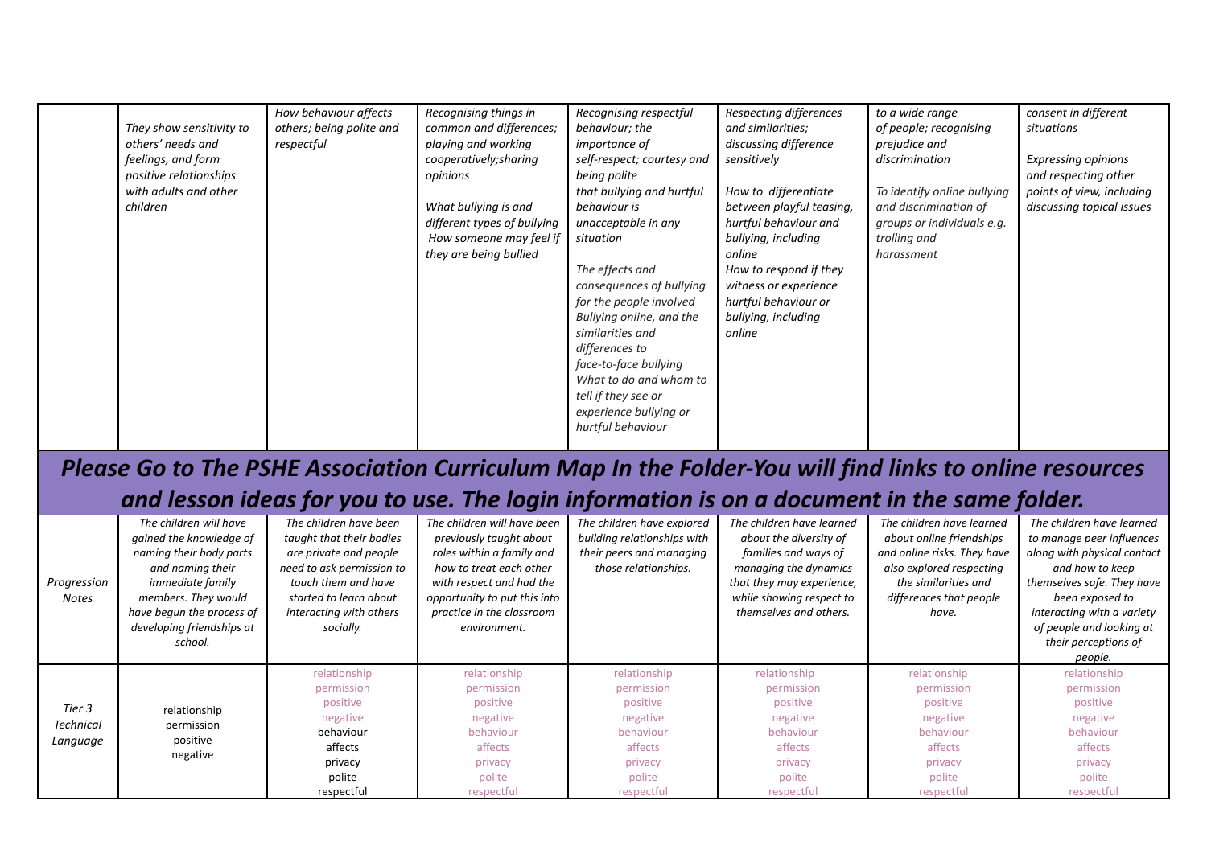| | | | | | | | |
|---|---|---|---|---|---|---|---|
| | *They show sensitivity to others' needs and feelings, and form positive relationships with adults and other children* | *How behaviour affects others; being polite and respectful* | *Recognising things in common and differences; playing and working cooperatively;sharing opinions*<br><br>*What bullying is and different types of bullying*<br>*How someone may feel if they are being bullied* | *Recognising respectful behaviour; the importance of self-respect; courtesy and being polite*<br>*that bullying and hurtful behaviour is unacceptable in any situation*<br><br>*The effects and consequences of bullying for the people involved*<br>*Bullying online, and the similarities and differences to face-to-face bullying*<br>*What to do and whom to tell if they see or experience bullying or hurtful behaviour* | *Respecting differences and similarities; discussing difference sensitively*<br><br>*How to differentiate between playful teasing, hurtful behaviour and bullying, including online*<br>*How to respond if they witness or experience hurtful behaviour or bullying, including online* | *to a wide range of people; recognising prejudice and discrimination*<br><br>*To identify online bullying and discrimination of groups or individuals e.g. trolling and harassment* | *consent in different situations*<br><br>*Expressing opinions and respecting other points of view, including discussing topical issues* |

***Please Go to The PSHE Association Curriculum Map In the Folder-You will find links to online resources and lesson ideas for you to use. The login information is on a document in the same folder.***

| | | | | | | | |
|---|---|---|---|---|---|---|---|
| *Progression Notes* | *The children will have gained the knowledge of naming their body parts and naming their immediate family members. They would have begun the process of developing friendships at school.* | *The children have been taught that their bodies are private and people need to ask permission to touch them and have started to learn about interacting with others socially.* | *The children will have been previously taught about roles within a family and how to treat each other with respect and had the opportunity to put this into practice in the classroom environment.* | *The children have explored building relationships with their peers and managing those relationships.* | *The children have learned about the diversity of families and ways of managing the dynamics that they may experience, while showing respect to themselves and others.* | *The children have learned about online friendships and online risks. They have also explored respecting the similarities and differences that people have.* | *The children have learned to manage peer influences along with physical contact and how to keep themselves safe. They have been exposed to interacting with a variety of people and looking at their perceptions of people.* |
| *Tier 3 Technical Language* | relationship<br>permission<br>positive<br>negative | relationship<br>permission<br>positive<br>negative<br>behaviour<br>affects<br>privacy<br>polite<br>respectful | relationship<br>permission<br>positive<br>negative<br>behaviour<br>affects<br>privacy<br>polite<br>respectful | relationship<br>permission<br>positive<br>negative<br>behaviour<br>affects<br>privacy<br>polite<br>respectful | relationship<br>permission<br>positive<br>negative<br>behaviour<br>affects<br>privacy<br>polite<br>respectful | relationship<br>permission<br>positive<br>negative<br>behaviour<br>affects<br>privacy<br>polite<br>respectful | relationship<br>permission<br>positive<br>negative<br>behaviour<br>affects<br>privacy<br>polite<br>respectful |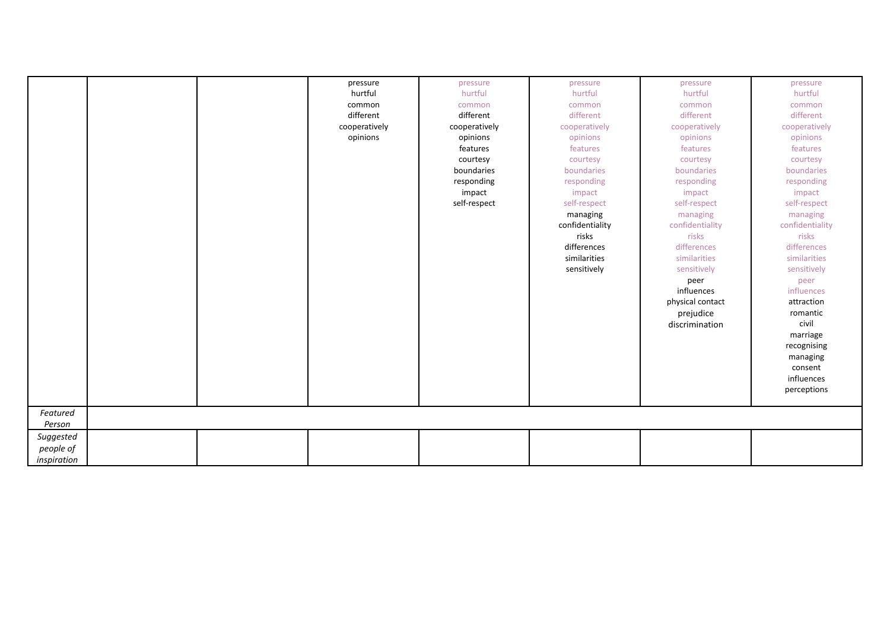| | | | | | | | |
|---|---|---|---|---|---|---|---|
| | | | pressure<br>hurtful<br>common<br>different<br>cooperatively<br>opinions | pressure<br>hurtful<br>common<br>different<br>cooperatively<br>opinions<br>features<br>courtesy<br>boundaries<br>responding<br>impact<br>self-respect | pressure<br>hurtful<br>common<br>different<br>cooperatively<br>opinions<br>features<br>courtesy<br>boundaries<br>responding<br>impact<br>self-respect<br>managing<br>confidentiality<br>risks<br>differences<br>similarities<br>sensitively | pressure<br>hurtful<br>common<br>different<br>cooperatively<br>opinions<br>features<br>courtesy<br>boundaries<br>responding<br>impact<br>self-respect<br>managing<br>confidentiality<br>risks<br>differences<br>similarities<br>sensitively<br>peer<br>influences<br>physical contact<br>prejudice<br>discrimination | pressure<br>hurtful<br>common<br>different<br>cooperatively<br>opinions<br>features<br>courtesy<br>boundaries<br>responding<br>impact<br>self-respect<br>managing<br>confidentiality<br>risks<br>differences<br>similarities<br>sensitively<br>peer<br>influences<br>attraction<br>romantic<br>civil<br>marriage<br>recognising<br>managing<br>consent<br>influences<br>perceptions |
| *Featured Person* | | | | | | | |
| *Suggested people of inspiration* | | | | | | | |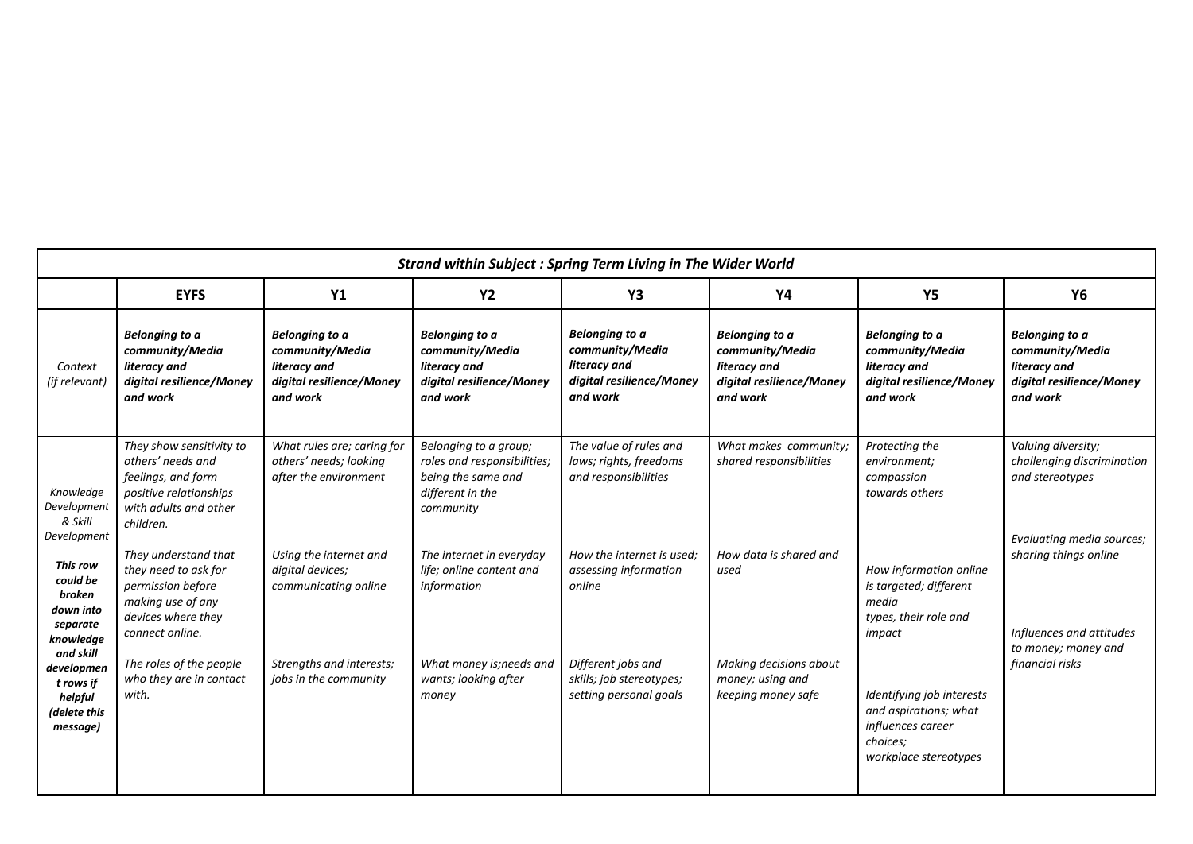| *Strand within Subject : Spring Term Living in The Wider World* | | | | | | | |
|---|---|---|---|---|---|---|---|
| | **EYFS** | **Y1** | **Y2** | **Y3** | **Y4** | **Y5** | **Y6** |
| *Context (if relevant)* | ***Belonging to a community/Media literacy and digital resilience/Money and work*** | ***Belonging to a community/Media literacy and digital resilience/Money and work*** | ***Belonging to a community/Media literacy and digital resilience/Money and work*** | ***Belonging to a community/Media literacy and digital resilience/Money and work*** | ***Belonging to a community/Media literacy and digital resilience/Money and work*** | ***Belonging to a community/Media literacy and digital resilience/Money and work*** | ***Belonging to a community/Media literacy and digital resilience/Money and work*** |
| *Knowledge Development & Skill Development* ***This row could be broken down into separate knowledge and skill development rows if helpful (delete this message)*** | *They show sensitivity to others' needs and feelings, and form positive relationships with adults and other children.* *They understand that they need to ask for permission before making use of any devices where they connect online.* *The roles of the people who they are in contact with.* | *What rules are; caring for others' needs; looking after the environment* *Using the internet and digital devices; communicating online* *Strengths and interests; jobs in the community* | *Belonging to a group; roles and responsibilities; being the same and different in the community* *The internet in everyday life; online content and information* *What money is;needs and wants; looking after money* | *The value of rules and laws; rights, freedoms and responsibilities* *How the internet is used; assessing information online* *Different jobs and skills; job stereotypes; setting personal goals* | *What makes community; shared responsibilities* *How data is shared and used* *Making decisions about money; using and keeping money safe* | *Protecting the environment; compassion towards others* *How information online is targeted; different media types, their role and impact* *Identifying job interests and aspirations; what influences career choices; workplace stereotypes* | *Valuing diversity; challenging discrimination and stereotypes* *Evaluating media sources; sharing things online* *Influences and attitudes to money; money and financial risks* |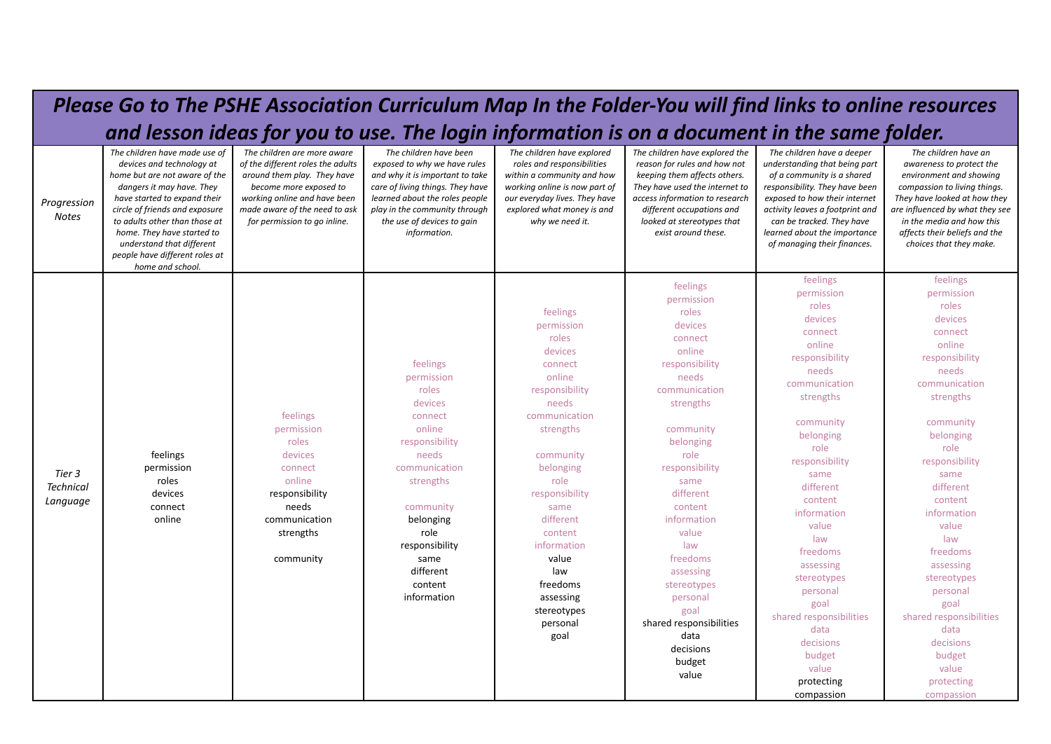**Please Go to The PSHE Association Curriculum Map In the Folder-You will find links to online resources and lesson ideas for you to use. The login information is on a document in the same folder.**

| *Progression Notes* | *The children have made use of devices and technology at home but are not aware of the dangers it may have. They have started to expand their circle of friends and exposure to adults other than those at home. They have started to understand that different people have different roles at home and school.* | *The children are more aware of the different roles the adults around them play. They have become more exposed to working online and have been made aware of the need to ask for permission to go inline.* | *The children have been exposed to why we have rules and why it is important to take care of living things. They have learned about the roles people play in the community through the use of devices to gain information.* | *The children have explored roles and responsibilities within a community and how working online is now part of our everyday lives. They have explored what money is and why we need it.* | *The children have explored the reason for rules and how not keeping them affects others. They have used the internet to access information to research different occupations and looked at stereotypes that exist around these.* | *The children have a deeper understanding that being part of a community is a shared responsibility. They have been exposed to how their internet activity leaves a footprint and can be tracked. They have learned about the importance of managing their finances.* | *The children have an awareness to protect the environment and showing compassion to living things. They have looked at how they are influenced by what they see in the media and how this affects their beliefs and the choices that they make.* |
|---|---|---|---|---|---|---|---|
| *Tier 3 Technical Language* | feelings<br>permission<br>roles<br>devices<br>connect<br>online | feelings<br>permission<br>roles<br>devices<br>connect<br>online<br>responsibility<br>needs<br>communication<br>strengths<br><br>community | feelings<br>permission<br>roles<br>devices<br>connect<br>online<br>responsibility<br>needs<br>communication<br>strengths<br><br>community<br>belonging<br>role<br>responsibility<br>same<br>different<br>content<br>information | feelings<br>permission<br>roles<br>devices<br>connect<br>online<br>responsibility<br>needs<br>communication<br>strengths<br><br>community<br>belonging<br>role<br>responsibility<br>same<br>different<br>content<br>information<br>value<br>law<br>freedoms<br>assessing<br>stereotypes<br>personal<br>goal | feelings<br>permission<br>roles<br>devices<br>connect<br>online<br>responsibility<br>needs<br>communication<br>strengths<br><br>community<br>belonging<br>role<br>responsibility<br>same<br>different<br>content<br>information<br>value<br>law<br>freedoms<br>assessing<br>stereotypes<br>personal<br>goal<br>shared responsibilities<br>data<br>decisions<br>budget<br>value | feelings<br>permission<br>roles<br>devices<br>connect<br>online<br>responsibility<br>needs<br>communication<br>strengths<br><br>community<br>belonging<br>role<br>responsibility<br>same<br>different<br>content<br>information<br>value<br>law<br>freedoms<br>assessing<br>stereotypes<br>personal<br>goal<br>shared responsibilities<br>data<br>decisions<br>budget<br>value<br>protecting<br>compassion | feelings<br>permission<br>roles<br>devices<br>connect<br>online<br>responsibility<br>needs<br>communication<br>strengths<br><br>community<br>belonging<br>role<br>responsibility<br>same<br>different<br>content<br>information<br>value<br>law<br>freedoms<br>assessing<br>stereotypes<br>personal<br>goal<br>shared responsibilities<br>data<br>decisions<br>budget<br>value<br>protecting<br>compassion |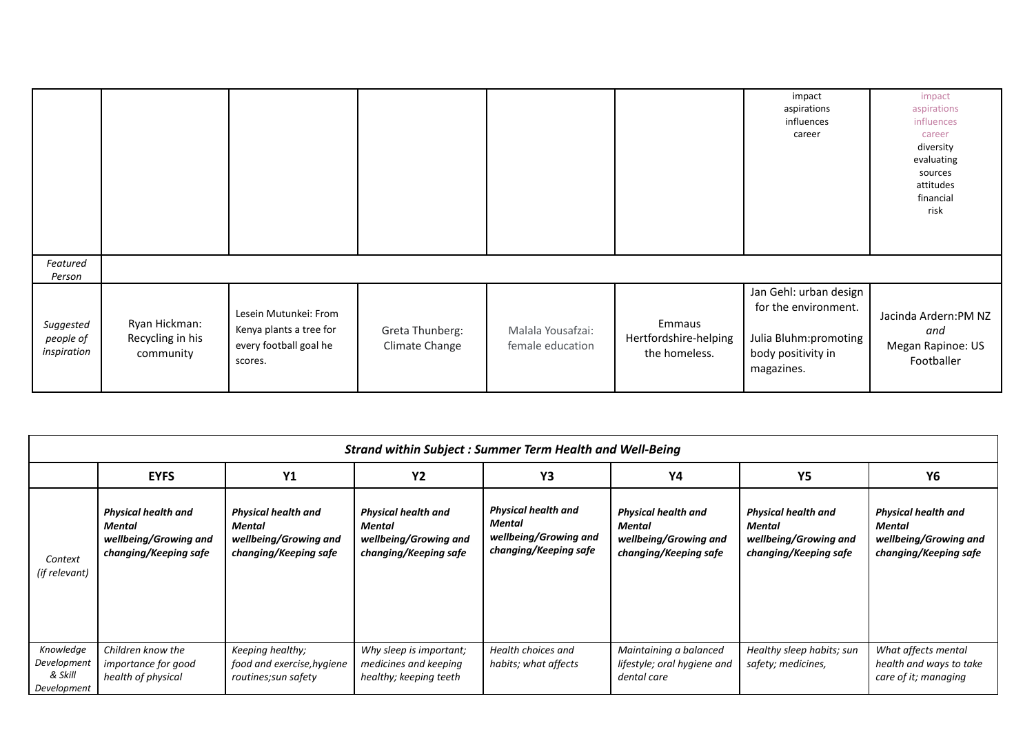| | | | | | | | |
|---|---|---|---|---|---|---|---|
| | | | | | | impact<br>aspirations<br>influences<br>career | impact<br>aspirations<br>influences<br>career<br>diversity<br>evaluating<br>sources<br>attitudes<br>financial<br>risk |
| *Featured Person* | | | | | | | |
| *Suggested people of inspiration* | Ryan Hickman: Recycling in his community | Lesein Mutunkei: From Kenya plants a tree for every football goal he scores. | Greta Thunberg: Climate Change | Malala Yousafzai: female education | Emmaus Hertfordshire-helping the homeless. | Jan Gehl: urban design for the environment.<br><br>Julia Bluhm:promoting body positivity in magazines. | Jacinda Ardern:PM NZ<br>*and*<br>Megan Rapinoe: US Footballer |

| ***Strand within Subject : Summer Term Health and Well-Being*** | | | | | | | |
|---|---|---|---|---|---|---|---|
| | **EYFS** | **Y1** | **Y2** | **Y3** | **Y4** | **Y5** | **Y6** |
| *Context (if relevant)* | ***Physical health and Mental wellbeing/Growing and changing/Keeping safe*** | ***Physical health and Mental wellbeing/Growing and changing/Keeping safe*** | ***Physical health and Mental wellbeing/Growing and changing/Keeping safe*** | ***Physical health and Mental wellbeing/Growing and changing/Keeping safe*** | ***Physical health and Mental wellbeing/Growing and changing/Keeping safe*** | ***Physical health and Mental wellbeing/Growing and changing/Keeping safe*** | ***Physical health and Mental wellbeing/Growing and changing/Keeping safe*** |
| *Knowledge Development & Skill Development* | *Children know the importance for good health of physical* | *Keeping healthy; food and exercise,hygiene routines;sun safety* | *Why sleep is important; medicines and keeping healthy; keeping teeth* | *Health choices and habits; what affects* | *Maintaining a balanced lifestyle; oral hygiene and dental care* | *Healthy sleep habits; sun safety; medicines,* | *What affects mental health and ways to take care of it; managing* |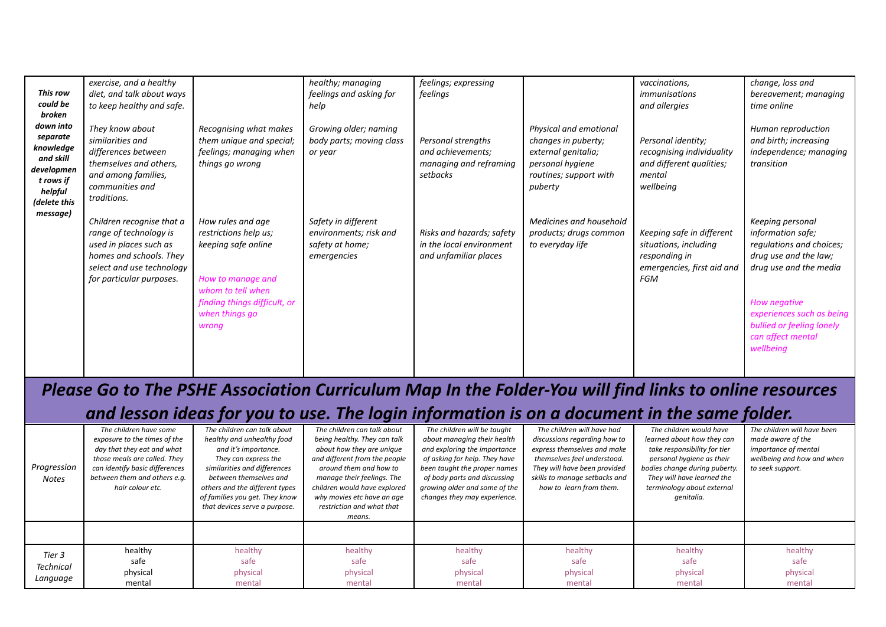| *This row could be broken down into separate knowledge and skill development rows if helpful (delete this message)* | *exercise, and a healthy diet, and talk about ways to keep healthy and safe.* | | *healthy; managing feelings and asking for help* | *feelings; expressing feelings* | | *vaccinations, immunisations and allergies* | *change, loss and bereavement; managing time online* |
|---|---|---|---|---|---|---|---|
| | *They know about similarities and differences between themselves and others, and among families, communities and traditions.* | *Recognising what makes them unique and special; feelings; managing when things go wrong* | *Growing older; naming body parts; moving class or year* | *Personal strengths and achievements; managing and reframing setbacks* | *Physical and emotional changes in puberty; external genitalia; personal hygiene routines; support with puberty* | *Personal identity; recognising individuality and different qualities; mental wellbeing* | *Human reproduction and birth; increasing independence; managing transition* |
| | *Children recognise that a range of technology is used in places such as homes and schools. They select and use technology for particular purposes.* | *How rules and age restrictions help us; keeping safe online* *How to manage and whom to tell when finding things difficult, or when things go wrong* | *Safety in different environments; risk and safety at home; emergencies* | *Risks and hazards; safety in the local environment and unfamiliar places* | *Medicines and household products; drugs common to everyday life* | *Keeping safe in different situations, including responding in emergencies, first aid and FGM* | *Keeping personal information safe; regulations and choices; drug use and the law; drug use and the media* *How negative experiences such as being bullied or feeling lonely can affect mental wellbeing* |

***Please Go to The PSHE Association Curriculum Map In the Folder-You will find links to online resources and lesson ideas for you to use. The login information is on a document in the same folder.***

| *Progression Notes* | *The children have some exposure to the times of the day that they eat and what those meals are called. They can identify basic differences between them and others e.g. hair colour etc.* | *The children can talk about healthy and unhealthy food and it's importance. They can express the similarities and differences between themselves and others and the different types of families you get. They know that devices serve a purpose.* | *The children can talk about being healthy. They can talk about how they are unique and different from the people around them and how to manage their feelings. The children would have explored why movies etc have an age restriction and what that means.* | *The children will be taught about managing their health and exploring the importance of asking for help. They have been taught the proper names of body parts and discussing growing older and some of the changes they may experience.* | *The children will have had discussions regarding how to express themselves and make themselves feel understood. They will have been provided skills to manage setbacks and how to learn from them.* | *The children would have learned about how they can take responsibility for tier personal hygiene as their bodies change during puberty. They will have learned the terminology about external genitalia.* | *The children will have been made aware of the importance of mental wellbeing and how and when to seek support.* |
|---|---|---|---|---|---|---|---|
| | | | | | | | |
| *Tier 3 Technical Language* | healthy safe physical mental | healthy safe physical mental | healthy safe physical mental | healthy safe physical mental | healthy safe physical mental | healthy safe physical mental | healthy safe physical mental |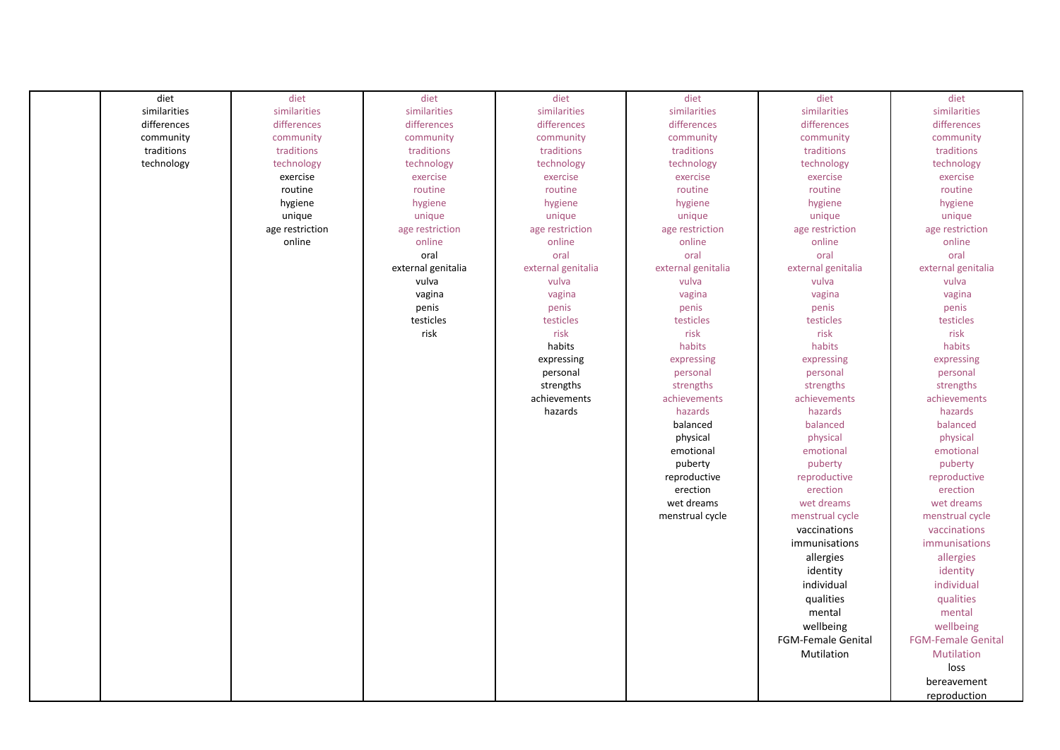| | | | | | | | |
|---|---|---|---|---|---|---|---|
| | diet<br>similarities<br>differences<br>community<br>traditions<br>technology | diet<br>similarities<br>differences<br>community<br>traditions<br>technology<br>exercise<br>routine<br>hygiene<br>unique<br>age restriction<br>online | diet<br>similarities<br>differences<br>community<br>traditions<br>technology<br>exercise<br>routine<br>hygiene<br>unique<br>age restriction<br>online<br>oral<br>external genitalia<br>vulva<br>vagina<br>penis<br>testicles<br>risk | diet<br>similarities<br>differences<br>community<br>traditions<br>technology<br>exercise<br>routine<br>hygiene<br>unique<br>age restriction<br>online<br>oral<br>external genitalia<br>vulva<br>vagina<br>penis<br>testicles<br>risk<br>habits<br>expressing<br>personal<br>strengths<br>achievements<br>hazards | diet<br>similarities<br>differences<br>community<br>traditions<br>technology<br>exercise<br>routine<br>hygiene<br>unique<br>age restriction<br>online<br>oral<br>external genitalia<br>vulva<br>vagina<br>penis<br>testicles<br>risk<br>habits<br>expressing<br>personal<br>strengths<br>achievements<br>hazards<br>balanced<br>physical<br>emotional<br>puberty<br>reproductive<br>erection<br>wet dreams<br>menstrual cycle | diet<br>similarities<br>differences<br>community<br>traditions<br>technology<br>exercise<br>routine<br>hygiene<br>unique<br>age restriction<br>online<br>oral<br>external genitalia<br>vulva<br>vagina<br>penis<br>testicles<br>risk<br>habits<br>expressing<br>personal<br>strengths<br>achievements<br>hazards<br>balanced<br>physical<br>emotional<br>puberty<br>reproductive<br>erection<br>wet dreams<br>menstrual cycle<br>vaccinations<br>immunisations<br>allergies<br>identity<br>individual<br>qualities<br>mental<br>wellbeing<br>FGM-Female Genital Mutilation | diet<br>similarities<br>differences<br>community<br>traditions<br>technology<br>exercise<br>routine<br>hygiene<br>unique<br>age restriction<br>online<br>oral<br>external genitalia<br>vulva<br>vagina<br>penis<br>testicles<br>risk<br>habits<br>expressing<br>personal<br>strengths<br>achievements<br>hazards<br>balanced<br>physical<br>emotional<br>puberty<br>reproductive<br>erection<br>wet dreams<br>menstrual cycle<br>vaccinations<br>immunisations<br>allergies<br>identity<br>individual<br>qualities<br>mental<br>wellbeing<br>FGM-Female Genital Mutilation<br>loss<br>bereavement<br>reproduction |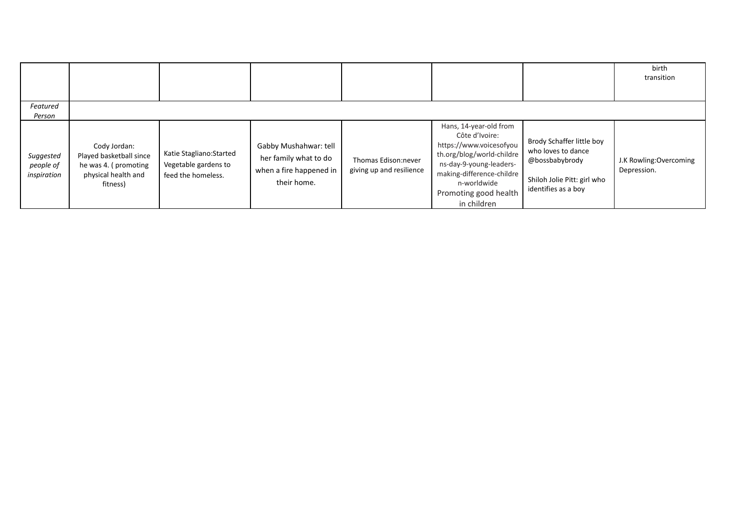| | | | | | | | |
|---|---|---|---|---|---|---|---|
| | | | | | | | birth transition |
| *Featured Person* | | | | | | | |
| *Suggested people of inspiration* | Cody Jordan: Played basketball since he was 4. ( promoting physical health and fitness) | Katie Stagliano:Started Vegetable gardens to feed the homeless. | Gabby Mushahwar: tell her family what to do when a fire happened in their home. | Thomas Edison:never giving up and resilience | Hans, 14-year-old from Côte d'Ivoire: https://www.voicesofyouth.org/blog/world-childrens-day-9-young-leaders-making-difference-children-worldwide Promoting good health in children | Brody Schaffer little boy who loves to dance @bossbabybrody<br><br>Shiloh Jolie Pitt: girl who identifies as a boy | J.K Rowling:Overcoming Depression. |